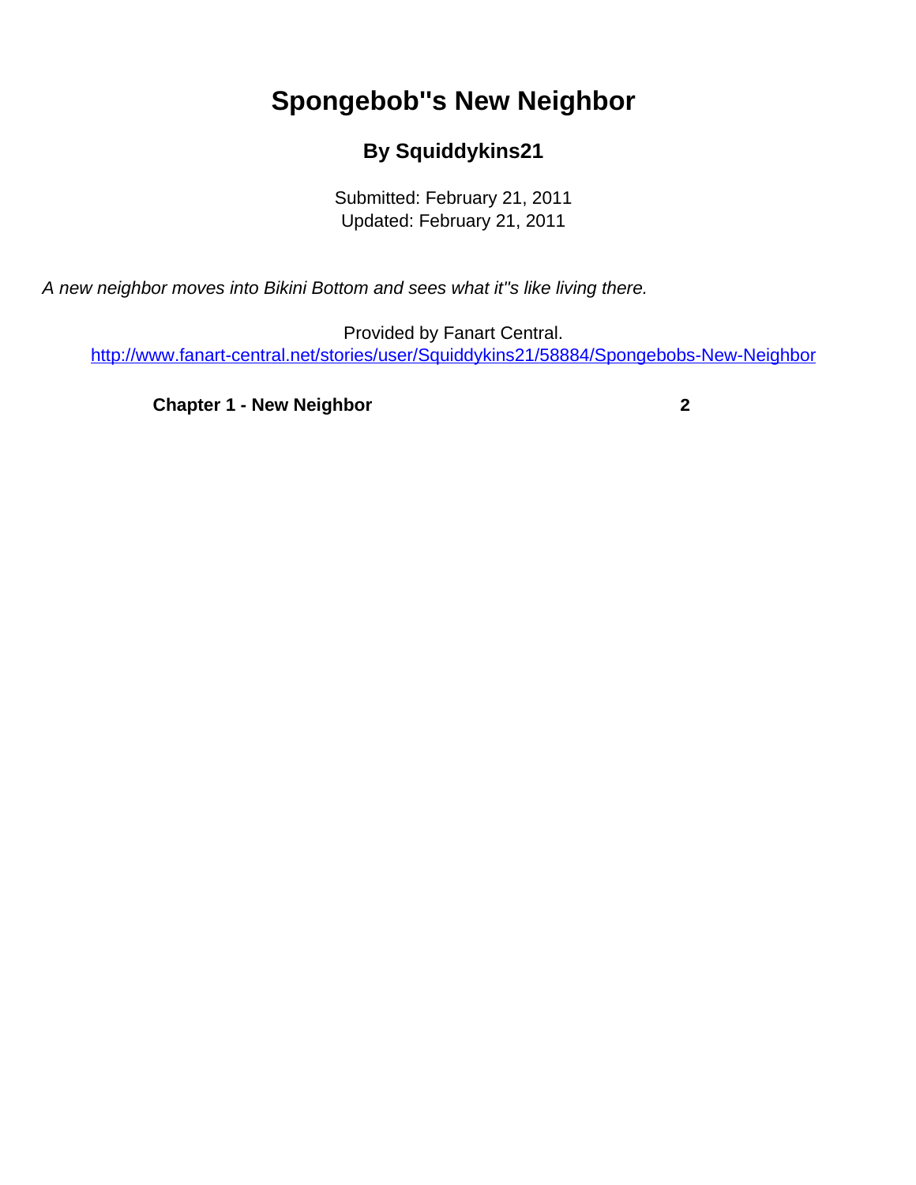# Spongebob''s New Neighbor

### By Squiddykins21

Submitted: February 21, 2011
Updated: February 21, 2011

*A new neighbor moves into Bikini Bottom and sees what it''s like living there.*

Provided by Fanart Central.
http://www.fanart-central.net/stories/user/Squiddykins21/58884/Spongebobs-New-Neighbor

| | |
|---|---|
| **Chapter 1 - New Neighbor** | **2** |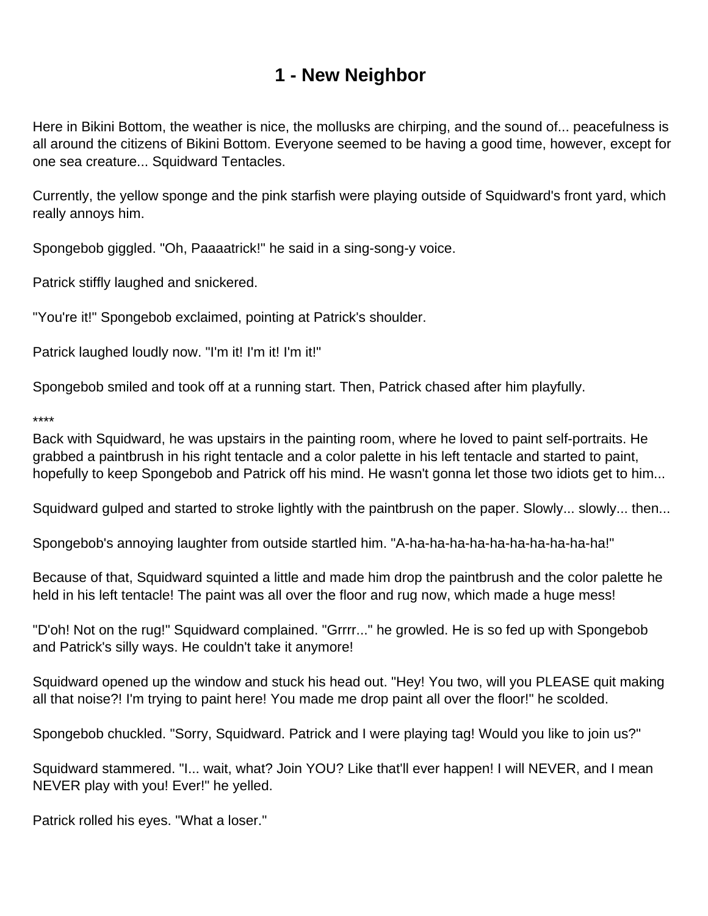# 1 - New Neighbor

Here in Bikini Bottom, the weather is nice, the mollusks are chirping, and the sound of... peacefulness is all around the citizens of Bikini Bottom. Everyone seemed to be having a good time, however, except for one sea creature... Squidward Tentacles.

Currently, the yellow sponge and the pink starfish were playing outside of Squidward's front yard, which really annoys him.

Spongebob giggled. "Oh, Paaaatrick!" he said in a sing-song-y voice.

Patrick stiffly laughed and snickered.

"You're it!" Spongebob exclaimed, pointing at Patrick's shoulder.

Patrick laughed loudly now. "I'm it! I'm it! I'm it!"

Spongebob smiled and took off at a running start. Then, Patrick chased after him playfully.

****

Back with Squidward, he was upstairs in the painting room, where he loved to paint self-portraits. He grabbed a paintbrush in his right tentacle and a color palette in his left tentacle and started to paint, hopefully to keep Spongebob and Patrick off his mind. He wasn't gonna let those two idiots get to him...

Squidward gulped and started to stroke lightly with the paintbrush on the paper. Slowly... slowly... then...

Spongebob's annoying laughter from outside startled him. "A-ha-ha-ha-ha-ha-ha-ha-ha-ha-ha!"

Because of that, Squidward squinted a little and made him drop the paintbrush and the color palette he held in his left tentacle! The paint was all over the floor and rug now, which made a huge mess!

"D'oh! Not on the rug!" Squidward complained. "Grrrr..." he growled. He is so fed up with Spongebob and Patrick's silly ways. He couldn't take it anymore!

Squidward opened up the window and stuck his head out. "Hey! You two, will you PLEASE quit making all that noise?! I'm trying to paint here! You made me drop paint all over the floor!" he scolded.

Spongebob chuckled. "Sorry, Squidward. Patrick and I were playing tag! Would you like to join us?"

Squidward stammered. "I... wait, what? Join YOU? Like that'll ever happen! I will NEVER, and I mean NEVER play with you! Ever!" he yelled.

Patrick rolled his eyes. "What a loser."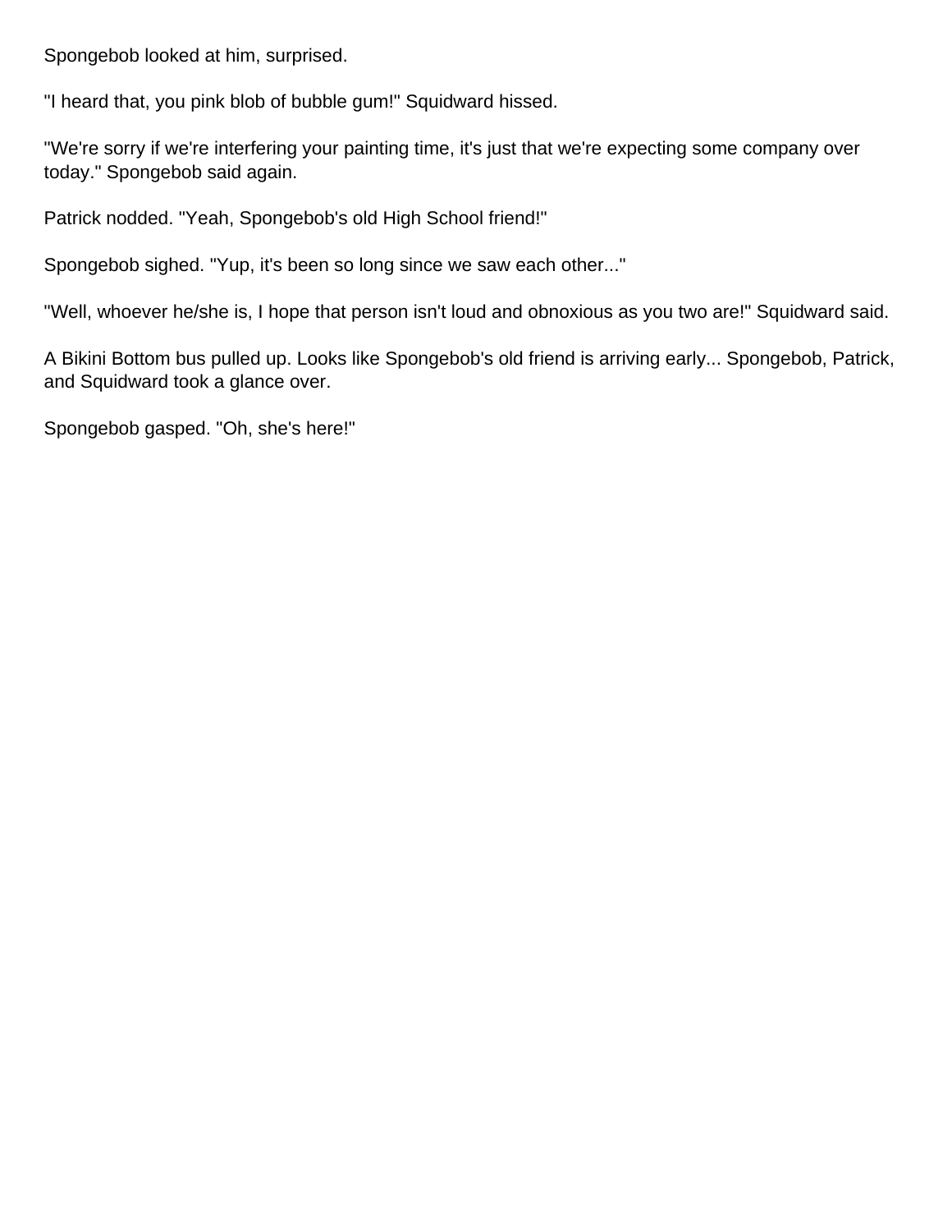Spongebob looked at him, surprised.

"I heard that, you pink blob of bubble gum!" Squidward hissed.

"We're sorry if we're interfering your painting time, it's just that we're expecting some company over today." Spongebob said again.

Patrick nodded. "Yeah, Spongebob's old High School friend!"

Spongebob sighed. "Yup, it's been so long since we saw each other..."

"Well, whoever he/she is, I hope that person isn't loud and obnoxious as you two are!" Squidward said.

A Bikini Bottom bus pulled up. Looks like Spongebob's old friend is arriving early... Spongebob, Patrick, and Squidward took a glance over.

Spongebob gasped. "Oh, she's here!"